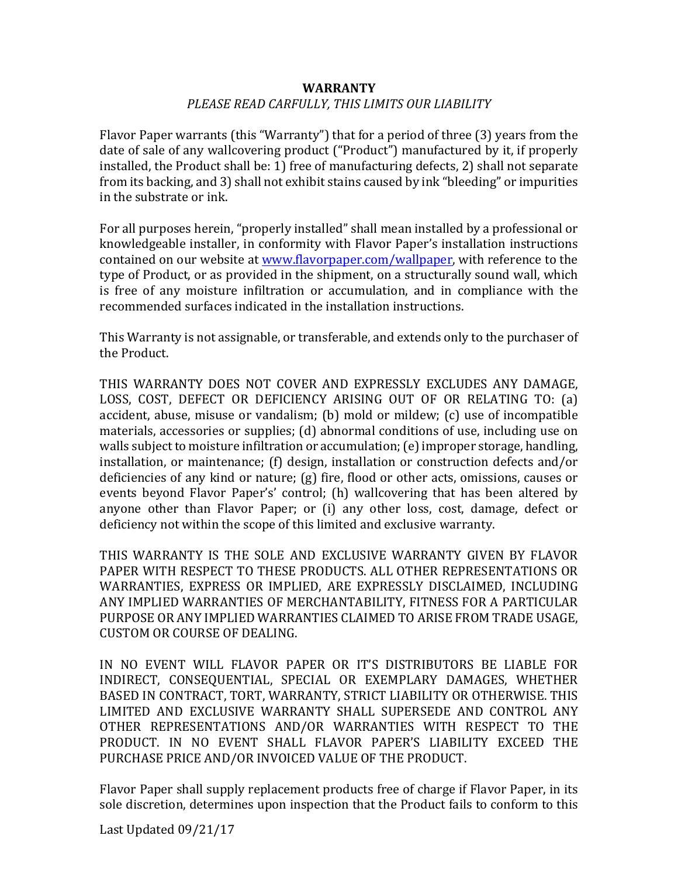# WARRANTY

*PLEASE READ CARFULLY, THIS LIMITS OUR LIABILITY*

Flavor Paper warrants (this "Warranty") that for a period of three (3) years from the date of sale of any wallcovering product ("Product") manufactured by it, if properly installed, the Product shall be: 1) free of manufacturing defects, 2) shall not separate from its backing, and 3) shall not exhibit stains caused by ink "bleeding" or impurities in the substrate or ink.

For all purposes herein, "properly installed" shall mean installed by a professional or knowledgeable installer, in conformity with Flavor Paper's installation instructions contained on our website at [www.flavorpaper.com/wallpaper](www.flavorpaper.com/wallpaper), with reference to the type of Product, or as provided in the shipment, on a structurally sound wall, which is free of any moisture infiltration or accumulation, and in compliance with the recommended surfaces indicated in the installation instructions.

This Warranty is not assignable, or transferable, and extends only to the purchaser of the Product.

THIS WARRANTY DOES NOT COVER AND EXPRESSLY EXCLUDES ANY DAMAGE, LOSS, COST, DEFECT OR DEFICIENCY ARISING OUT OF OR RELATING TO: (a) accident, abuse, misuse or vandalism; (b) mold or mildew; (c) use of incompatible materials, accessories or supplies; (d) abnormal conditions of use, including use on walls subject to moisture infiltration or accumulation; (e) improper storage, handling, installation, or maintenance; (f) design, installation or construction defects and/or deficiencies of any kind or nature; (g) fire, flood or other acts, omissions, causes or events beyond Flavor Paper's' control; (h) wallcovering that has been altered by anyone other than Flavor Paper; or (i) any other loss, cost, damage, defect or deficiency not within the scope of this limited and exclusive warranty.

THIS WARRANTY IS THE SOLE AND EXCLUSIVE WARRANTY GIVEN BY FLAVOR PAPER WITH RESPECT TO THESE PRODUCTS. ALL OTHER REPRESENTATIONS OR WARRANTIES, EXPRESS OR IMPLIED, ARE EXPRESSLY DISCLAIMED, INCLUDING ANY IMPLIED WARRANTIES OF MERCHANTABILITY, FITNESS FOR A PARTICULAR PURPOSE OR ANY IMPLIED WARRANTIES CLAIMED TO ARISE FROM TRADE USAGE, CUSTOM OR COURSE OF DEALING.

IN NO EVENT WILL FLAVOR PAPER OR IT'S DISTRIBUTORS BE LIABLE FOR INDIRECT, CONSEQUENTIAL, SPECIAL OR EXEMPLARY DAMAGES, WHETHER BASED IN CONTRACT, TORT, WARRANTY, STRICT LIABILITY OR OTHERWISE. THIS LIMITED AND EXCLUSIVE WARRANTY SHALL SUPERSEDE AND CONTROL ANY OTHER REPRESENTATIONS AND/OR WARRANTIES WITH RESPECT TO THE PRODUCT. IN NO EVENT SHALL FLAVOR PAPER'S LIABILITY EXCEED THE PURCHASE PRICE AND/OR INVOICED VALUE OF THE PRODUCT.

Flavor Paper shall supply replacement products free of charge if Flavor Paper, in its sole discretion, determines upon inspection that the Product fails to conform to this

Last Updated 09/21/17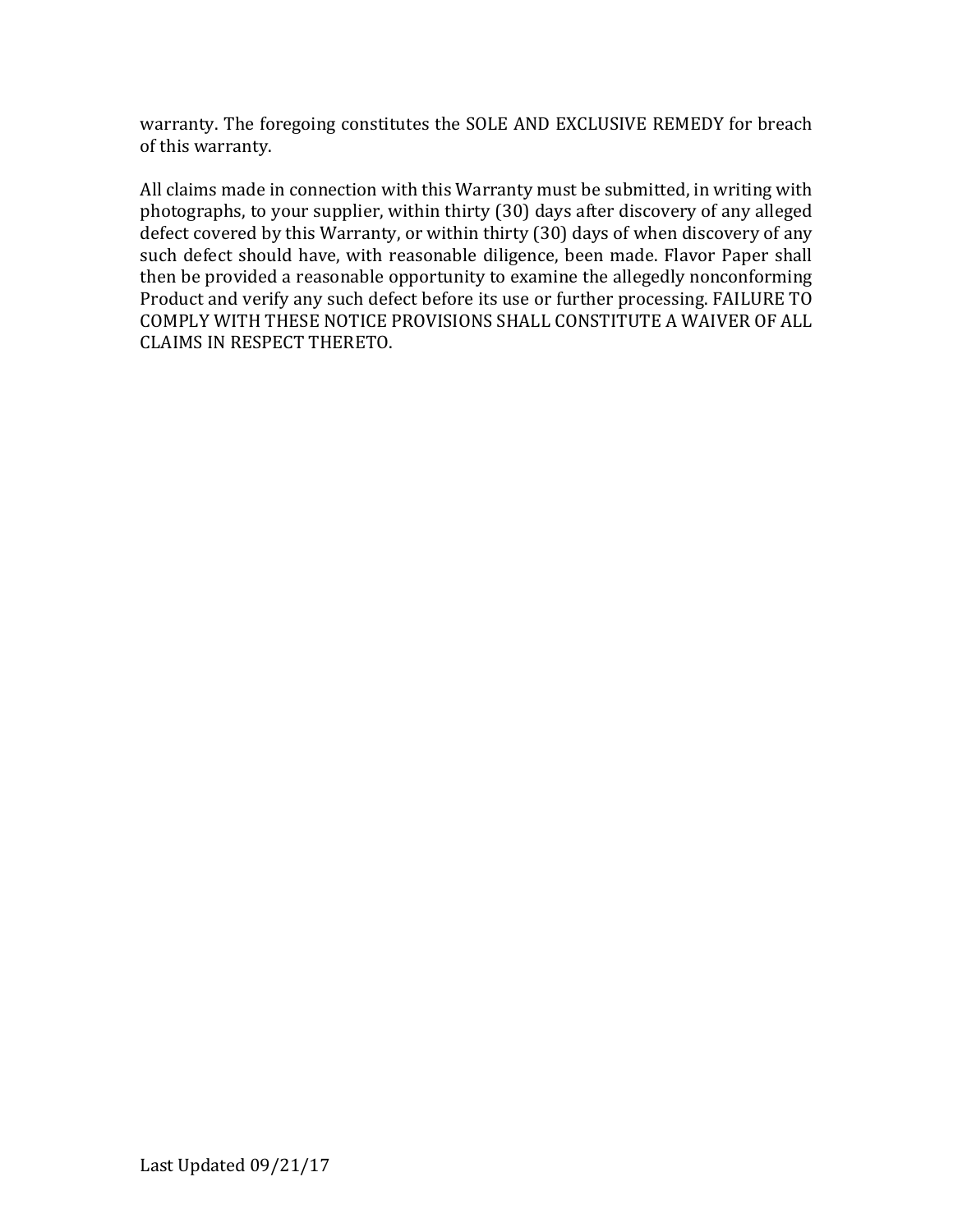warranty. The foregoing constitutes the SOLE AND EXCLUSIVE REMEDY for breach of this warranty.

All claims made in connection with this Warranty must be submitted, in writing with photographs, to your supplier, within thirty (30) days after discovery of any alleged defect covered by this Warranty, or within thirty (30) days of when discovery of any such defect should have, with reasonable diligence, been made. Flavor Paper shall then be provided a reasonable opportunity to examine the allegedly nonconforming Product and verify any such defect before its use or further processing. FAILURE TO COMPLY WITH THESE NOTICE PROVISIONS SHALL CONSTITUTE A WAIVER OF ALL CLAIMS IN RESPECT THERETO.

Last Updated 09/21/17